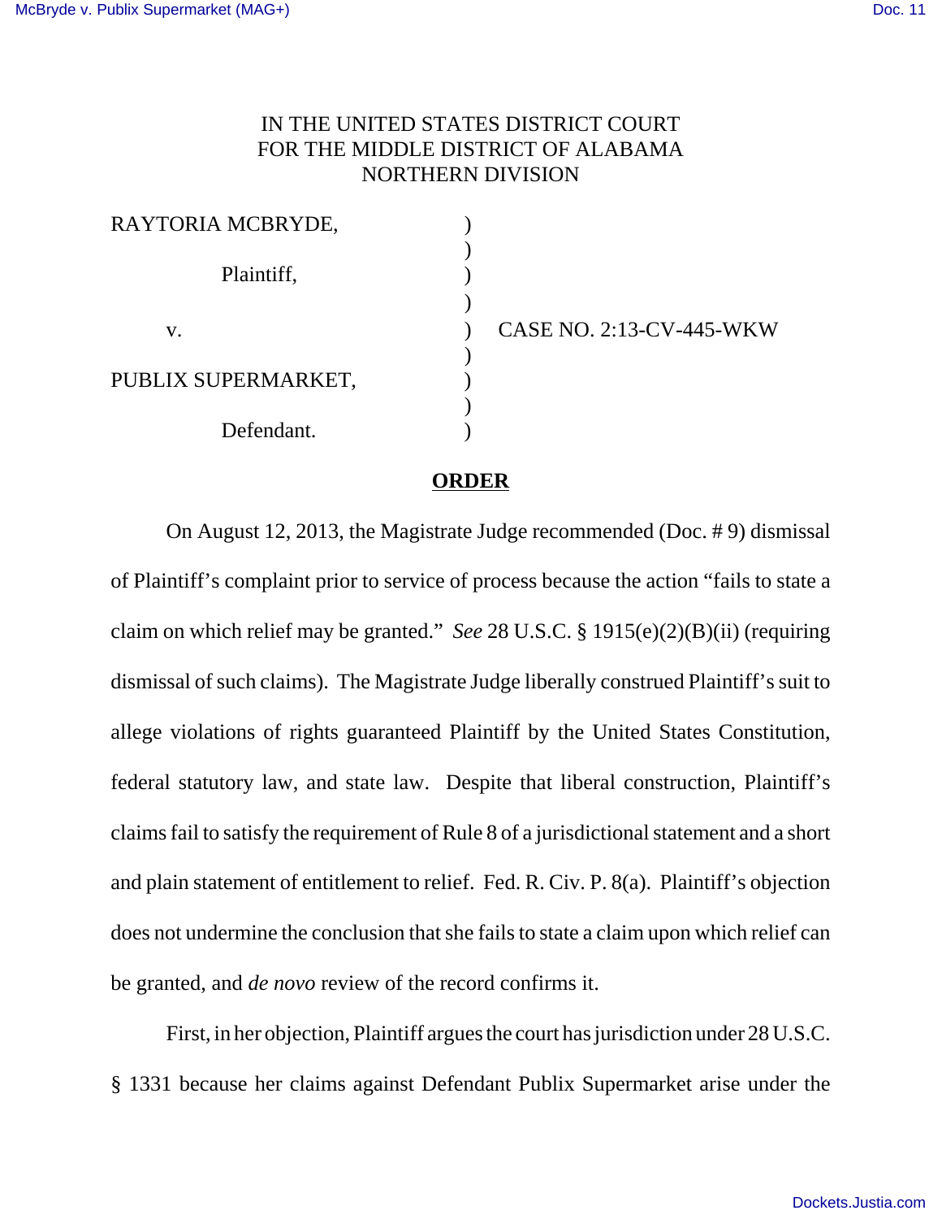IN THE UNITED STATES DISTRICT COURT
FOR THE MIDDLE DISTRICT OF ALABAMA
NORTHERN DIVISION

| | | |
|---|---|---|
| RAYTORIA MCBRYDE, | ) | |
| | ) | |
| Plaintiff, | ) | |
| | ) | |
| v. | ) | CASE NO. 2:13-CV-445-WKW |
| | ) | |
| PUBLIX SUPERMARKET, | ) | |
| | ) | |
| Defendant. | ) | |

**ORDER**

On August 12, 2013, the Magistrate Judge recommended (Doc. # 9) dismissal of Plaintiff's complaint prior to service of process because the action "fails to state a claim on which relief may be granted." *See* 28 U.S.C. § 1915(e)(2)(B)(ii) (requiring dismissal of such claims). The Magistrate Judge liberally construed Plaintiff's suit to allege violations of rights guaranteed Plaintiff by the United States Constitution, federal statutory law, and state law. Despite that liberal construction, Plaintiff's claims fail to satisfy the requirement of Rule 8 of a jurisdictional statement and a short and plain statement of entitlement to relief. Fed. R. Civ. P. 8(a). Plaintiff's objection does not undermine the conclusion that she fails to state a claim upon which relief can be granted, and *de novo* review of the record confirms it.

First, in her objection, Plaintiff argues the court has jurisdiction under 28 U.S.C. § 1331 because her claims against Defendant Publix Supermarket arise under the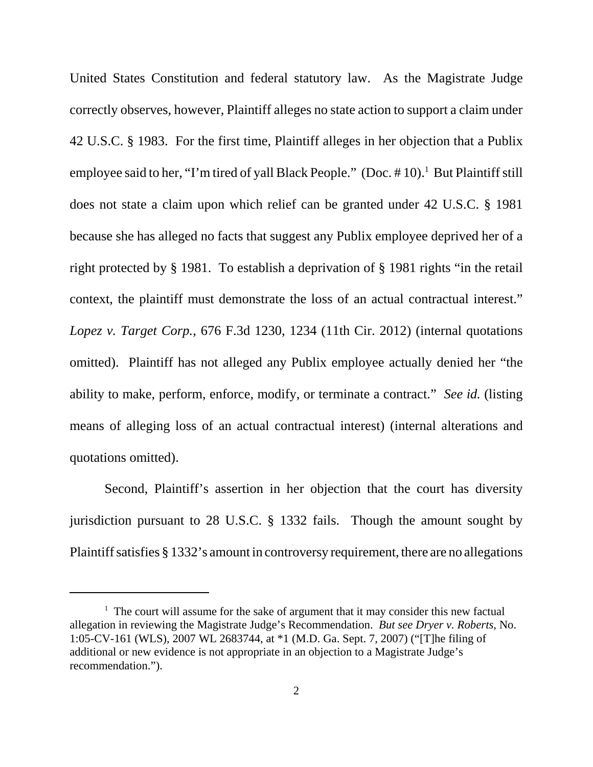United States Constitution and federal statutory law. As the Magistrate Judge correctly observes, however, Plaintiff alleges no state action to support a claim under 42 U.S.C. § 1983. For the first time, Plaintiff alleges in her objection that a Publix employee said to her, "I'm tired of yall Black People." (Doc. # 10).[1] But Plaintiff still does not state a claim upon which relief can be granted under 42 U.S.C. § 1981 because she has alleged no facts that suggest any Publix employee deprived her of a right protected by § 1981. To establish a deprivation of § 1981 rights "in the retail context, the plaintiff must demonstrate the loss of an actual contractual interest." *Lopez v. Target Corp.*, 676 F.3d 1230, 1234 (11th Cir. 2012) (internal quotations omitted). Plaintiff has not alleged any Publix employee actually denied her "the ability to make, perform, enforce, modify, or terminate a contract." *See id.* (listing means of alleging loss of an actual contractual interest) (internal alterations and quotations omitted).

Second, Plaintiff's assertion in her objection that the court has diversity jurisdiction pursuant to 28 U.S.C. § 1332 fails. Though the amount sought by Plaintiff satisfies § 1332's amount in controversy requirement, there are no allegations

---

[1] The court will assume for the sake of argument that it may consider this new factual allegation in reviewing the Magistrate Judge's Recommendation. *But see Dryer v. Roberts*, No. 1:05-CV-161 (WLS), 2007 WL 2683744, at *1 (M.D. Ga. Sept. 7, 2007) ("[T]he filing of additional or new evidence is not appropriate in an objection to a Magistrate Judge's recommendation.").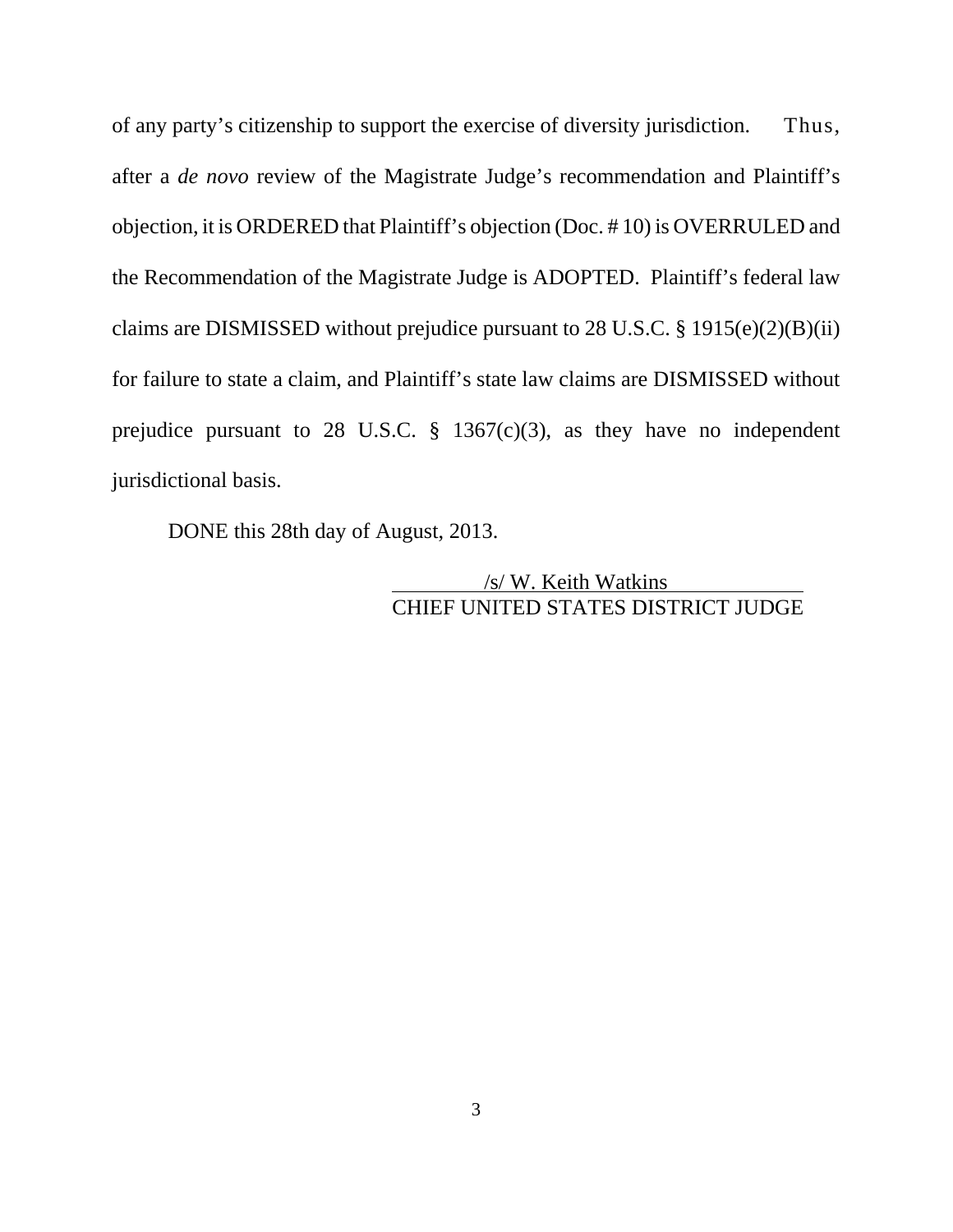of any party's citizenship to support the exercise of diversity jurisdiction. Thus, after a *de novo* review of the Magistrate Judge's recommendation and Plaintiff's objection, it is ORDERED that Plaintiff's objection (Doc. # 10) is OVERRULED and the Recommendation of the Magistrate Judge is ADOPTED. Plaintiff's federal law claims are DISMISSED without prejudice pursuant to 28 U.S.C. § 1915(e)(2)(B)(ii) for failure to state a claim, and Plaintiff's state law claims are DISMISSED without prejudice pursuant to 28 U.S.C. § 1367(c)(3), as they have no independent jurisdictional basis.

DONE this 28th day of August, 2013.

/s/ W. Keith Watkins
CHIEF UNITED STATES DISTRICT JUDGE